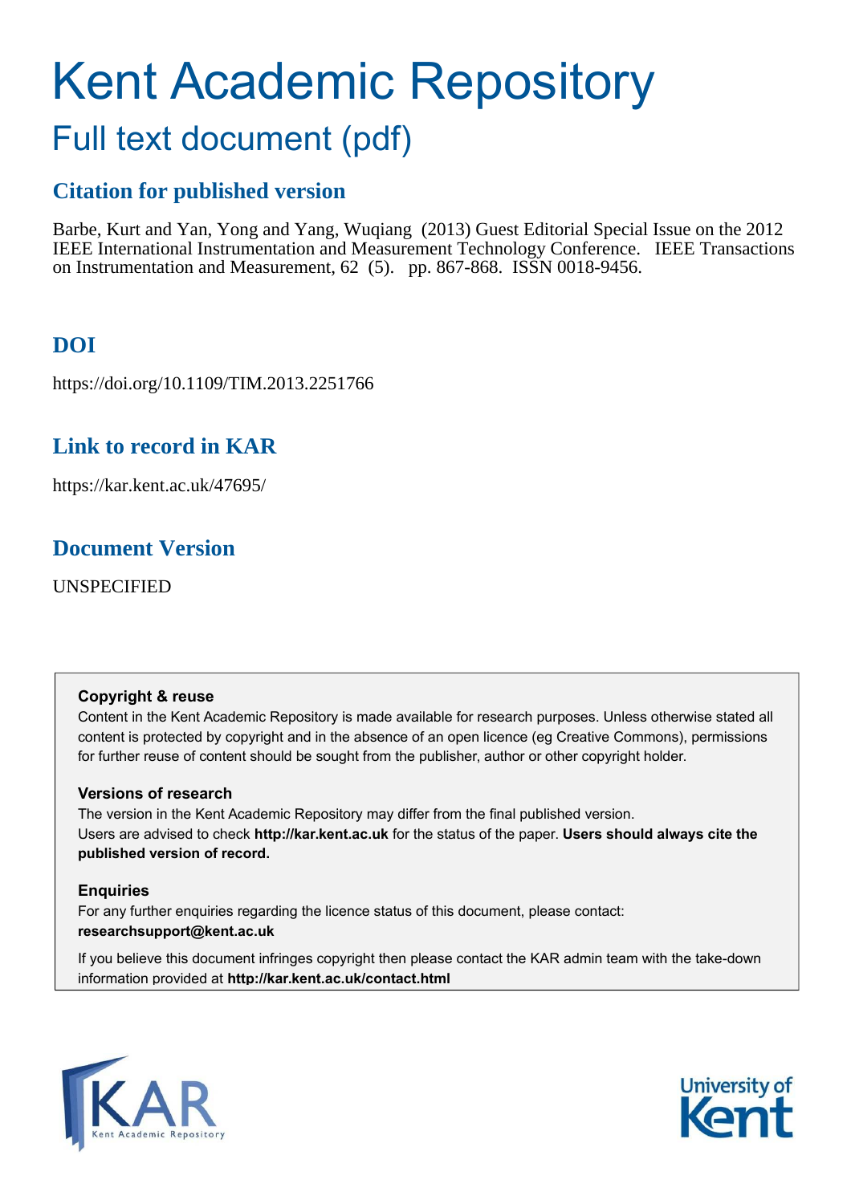# Kent Academic Repository

## Full text document (pdf)

### Citation for published version

Barbe, Kurt and Yan, Yong and Yang, Wuqiang (2013) Guest Editorial Special Issue on the 2012 IEEE International Instrumentation and Measurement Technology Conference. IEEE Transactions on Instrumentation and Measurement, 62 (5). pp. 867-868. ISSN 0018-9456.

### DOI

https://doi.org/10.1109/TIM.2013.2251766

### Link to record in KAR

https://kar.kent.ac.uk/47695/

### Document Version

UNSPECIFIED

**Copyright & reuse**

Content in the Kent Academic Repository is made available for research purposes. Unless otherwise stated all content is protected by copyright and in the absence of an open licence (eg Creative Commons), permissions for further reuse of content should be sought from the publisher, author or other copyright holder.

**Versions of research**

The version in the Kent Academic Repository may differ from the final published version. Users are advised to check **http://kar.kent.ac.uk** for the status of the paper. **Users should always cite the published version of record.**

**Enquiries**

For any further enquiries regarding the licence status of this document, please contact: **researchsupport@kent.ac.uk**

If you believe this document infringes copyright then please contact the KAR admin team with the take-down information provided at **http://kar.kent.ac.uk/contact.html**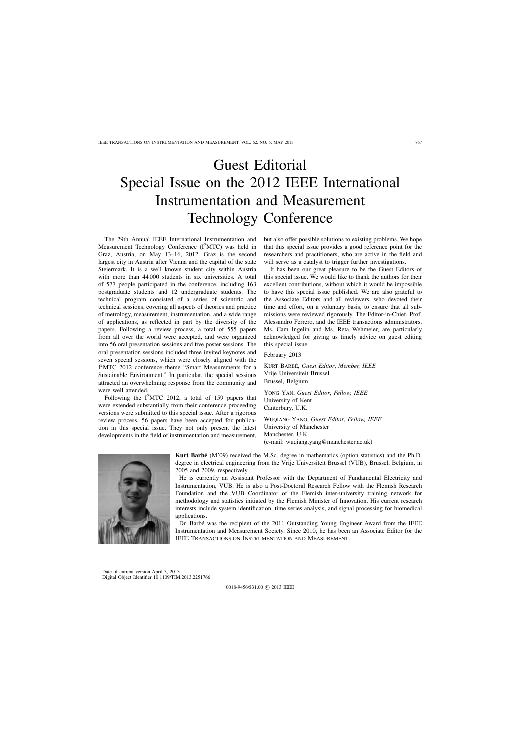# Guest Editorial
# Special Issue on the 2012 IEEE International Instrumentation and Measurement Technology Conference

The 29th Annual IEEE International Instrumentation and Measurement Technology Conference ($I^2MTC$) was held in Graz, Austria, on May 13–16, 2012. Graz is the second largest city in Austria after Vienna and the capital of the state Steiermark. It is a well known student city within Austria with more than 44 000 students in six universities. A total of 577 people participated in the conference, including 163 postgraduate students and 12 undergraduate students. The technical program consisted of a series of scientific and technical sessions, covering all aspects of theories and practice of metrology, measurement, instrumentation, and a wide range of applications, as reflected in part by the diversity of the papers. Following a review process, a total of 555 papers from all over the world were accepted, and were organized into 56 oral presentation sessions and five poster sessions. The oral presentation sessions included three invited keynotes and seven special sessions, which were closely aligned with the $I^2MTC$ 2012 conference theme "Smart Measurements for a Sustainable Environment." In particular, the special sessions attracted an overwhelming response from the community and were well attended.

Following the $I^2MTC$ 2012, a total of 159 papers that were extended substantially from their conference proceeding versions were submitted to this special issue. After a rigorous review process, 56 papers have been accepted for publication in this special issue. They not only present the latest developments in the field of instrumentation and measurement, but also offer possible solutions to existing problems. We hope that this special issue provides a good reference point for the researchers and practitioners, who are active in the field and will serve as a catalyst to trigger further investigations.

It has been our great pleasure to be the Guest Editors of this special issue. We would like to thank the authors for their excellent contributions, without which it would be impossible to have this special issue published. We are also grateful to the Associate Editors and all reviewers, who devoted their time and effort, on a voluntary basis, to ensure that all submissions were reviewed rigorously. The Editor-in-Chief, Prof. Alessandro Ferrero, and the IEEE transactions administrators, Ms. Cam Ingelin and Ms. Reta Wehmeier, are particularly acknowledged for giving us timely advice on guest editing this special issue.

February 2013

KURT BARBÉ, *Guest Editor*, *Member, IEEE*
Vrije Universiteit Brussel
Brussel, Belgium

YONG YAN, *Guest Editor*, *Fellow, IEEE*
University of Kent
Canterbury, U.K.

WUQIANG YANG, *Guest Editor*, *Fellow, IEEE*
University of Manchester
Manchester, U.K.
(e-mail: wuqiang.yang@manchester.ac.uk)

**Kurt Barbé** (M'09) received the M.Sc. degree in mathematics (option statistics) and the Ph.D. degree in electrical engineering from the Vrije Universiteit Brussel (VUB), Brussel, Belgium, in 2005 and 2009, respectively.

He is currently an Assistant Professor with the Department of Fundamental Electricity and Instrumentation, VUB. He is also a Post-Doctoral Research Fellow with the Flemish Research Foundation and the VUB Coordinator of the Flemish inter-university training network for methodology and statistics initiated by the Flemish Minister of Innovation. His current research interests include system identification, time series analysis, and signal processing for biomedical applications.

Dr. Barbé was the recipient of the 2011 Outstanding Young Engineer Award from the IEEE Instrumentation and Measurement Society. Since 2010, he has been an Associate Editor for the IEEE TRANSACTIONS ON INSTRUMENTATION AND MEASUREMENT.

Date of current version April 3, 2013.
Digital Object Identifier 10.1109/TIM.2013.2251766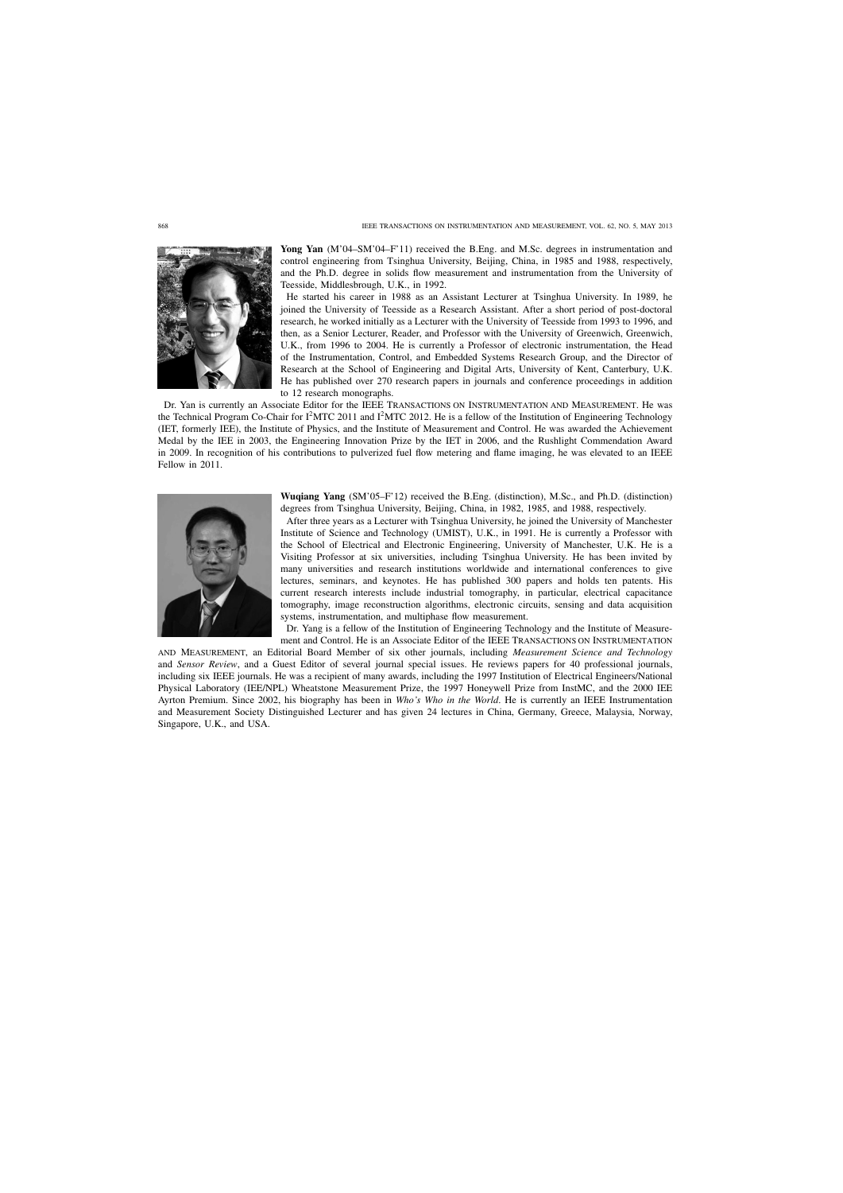**Yong Yan** (M'04–SM'04–F'11) received the B.Eng. and M.Sc. degrees in instrumentation and control engineering from Tsinghua University, Beijing, China, in 1985 and 1988, respectively, and the Ph.D. degree in solids flow measurement and instrumentation from the University of Teesside, Middlesbrough, U.K., in 1992.

He started his career in 1988 as an Assistant Lecturer at Tsinghua University. In 1989, he joined the University of Teesside as a Research Assistant. After a short period of post-doctoral research, he worked initially as a Lecturer with the University of Teesside from 1993 to 1996, and then, as a Senior Lecturer, Reader, and Professor with the University of Greenwich, Greenwich, U.K., from 1996 to 2004. He is currently a Professor of electronic instrumentation, the Head of the Instrumentation, Control, and Embedded Systems Research Group, and the Director of Research at the School of Engineering and Digital Arts, University of Kent, Canterbury, U.K. He has published over 270 research papers in journals and conference proceedings in addition to 12 research monographs.

Dr. Yan is currently an Associate Editor for the IEEE TRANSACTIONS ON INSTRUMENTATION AND MEASUREMENT. He was the Technical Program Co-Chair for I$^2$MTC 2011 and I$^2$MTC 2012. He is a fellow of the Institution of Engineering Technology (IET, formerly IEE), the Institute of Physics, and the Institute of Measurement and Control. He was awarded the Achievement Medal by the IEE in 2003, the Engineering Innovation Prize by the IET in 2006, and the Rushlight Commendation Award in 2009. In recognition of his contributions to pulverized fuel flow metering and flame imaging, he was elevated to an IEEE Fellow in 2011.

**Wuqiang Yang** (SM'05–F'12) received the B.Eng. (distinction), M.Sc., and Ph.D. (distinction) degrees from Tsinghua University, Beijing, China, in 1982, 1985, and 1988, respectively.

After three years as a Lecturer with Tsinghua University, he joined the University of Manchester Institute of Science and Technology (UMIST), U.K., in 1991. He is currently a Professor with the School of Electrical and Electronic Engineering, University of Manchester, U.K. He is a Visiting Professor at six universities, including Tsinghua University. He has been invited by many universities and research institutions worldwide and international conferences to give lectures, seminars, and keynotes. He has published 300 papers and holds ten patents. His current research interests include industrial tomography, in particular, electrical capacitance tomography, image reconstruction algorithms, electronic circuits, sensing and data acquisition systems, instrumentation, and multiphase flow measurement.

Dr. Yang is a fellow of the Institution of Engineering Technology and the Institute of Measurement and Control. He is an Associate Editor of the IEEE TRANSACTIONS ON INSTRUMENTATION AND MEASUREMENT, an Editorial Board Member of six other journals, including *Measurement Science and Technology* and *Sensor Review*, and a Guest Editor of several journal special issues. He reviews papers for 40 professional journals, including six IEEE journals. He was a recipient of many awards, including the 1997 Institution of Electrical Engineers/National Physical Laboratory (IEE/NPL) Wheatstone Measurement Prize, the 1997 Honeywell Prize from InstMC, and the 2000 IEE Ayrton Premium. Since 2002, his biography has been in *Who's Who in the World*. He is currently an IEEE Instrumentation and Measurement Society Distinguished Lecturer and has given 24 lectures in China, Germany, Greece, Malaysia, Norway, Singapore, U.K., and USA.